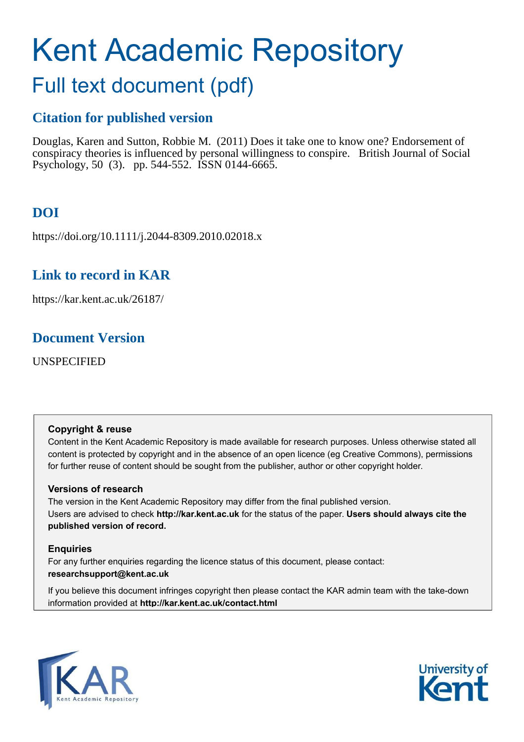# Kent Academic Repository

## Full text document (pdf)

## Citation for published version

Douglas, Karen and Sutton, Robbie M. (2011) Does it take one to know one? Endorsement of conspiracy theories is influenced by personal willingness to conspire. British Journal of Social Psychology, 50 (3). pp. 544-552. ISSN 0144-6665.

## DOI

https://doi.org/10.1111/j.2044-8309.2010.02018.x

## Link to record in KAR

https://kar.kent.ac.uk/26187/

## Document Version

UNSPECIFIED

**Copyright & reuse**

Content in the Kent Academic Repository is made available for research purposes. Unless otherwise stated all content is protected by copyright and in the absence of an open licence (eg Creative Commons), permissions for further reuse of content should be sought from the publisher, author or other copyright holder.

**Versions of research**

The version in the Kent Academic Repository may differ from the final published version. Users are advised to check **http://kar.kent.ac.uk** for the status of the paper. **Users should always cite the published version of record.**

**Enquiries**

For any further enquiries regarding the licence status of this document, please contact: **researchsupport@kent.ac.uk**

If you believe this document infringes copyright then please contact the KAR admin team with the take-down information provided at **http://kar.kent.ac.uk/contact.html**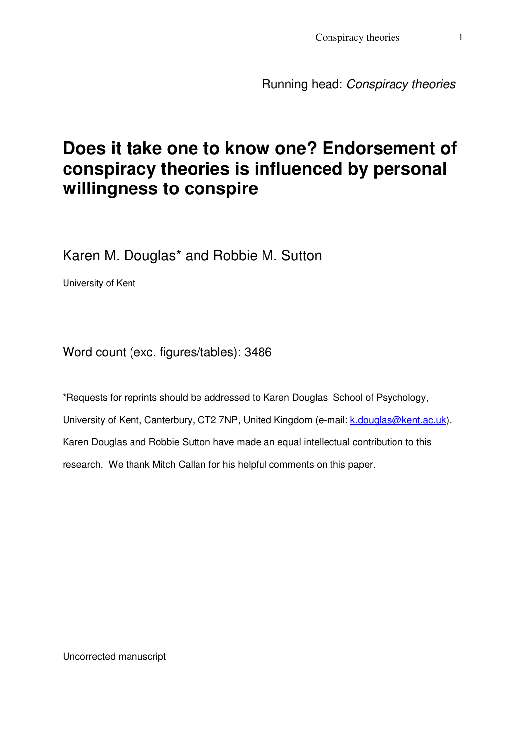Running head: *Conspiracy theories*

# Does it take one to know one? Endorsement of conspiracy theories is influenced by personal willingness to conspire

Karen M. Douglas* and Robbie M. Sutton

University of Kent

Word count (exc. figures/tables): 3486

*Requests for reprints should be addressed to Karen Douglas, School of Psychology, University of Kent, Canterbury, CT2 7NP, United Kingdom (e-mail: k.douglas@kent.ac.uk). Karen Douglas and Robbie Sutton have made an equal intellectual contribution to this research. We thank Mitch Callan for his helpful comments on this paper.

Uncorrected manuscript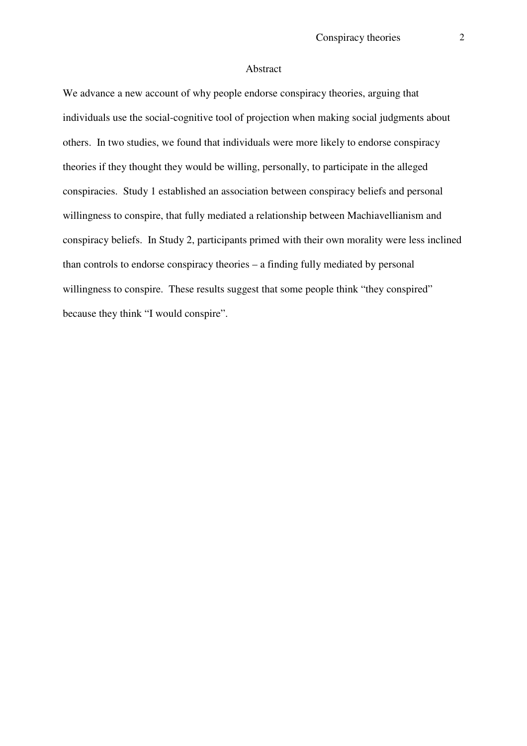# Abstract

We advance a new account of why people endorse conspiracy theories, arguing that individuals use the social-cognitive tool of projection when making social judgments about others. In two studies, we found that individuals were more likely to endorse conspiracy theories if they thought they would be willing, personally, to participate in the alleged conspiracies. Study 1 established an association between conspiracy beliefs and personal willingness to conspire, that fully mediated a relationship between Machiavellianism and conspiracy beliefs. In Study 2, participants primed with their own morality were less inclined than controls to endorse conspiracy theories – a finding fully mediated by personal willingness to conspire. These results suggest that some people think "they conspired" because they think "I would conspire".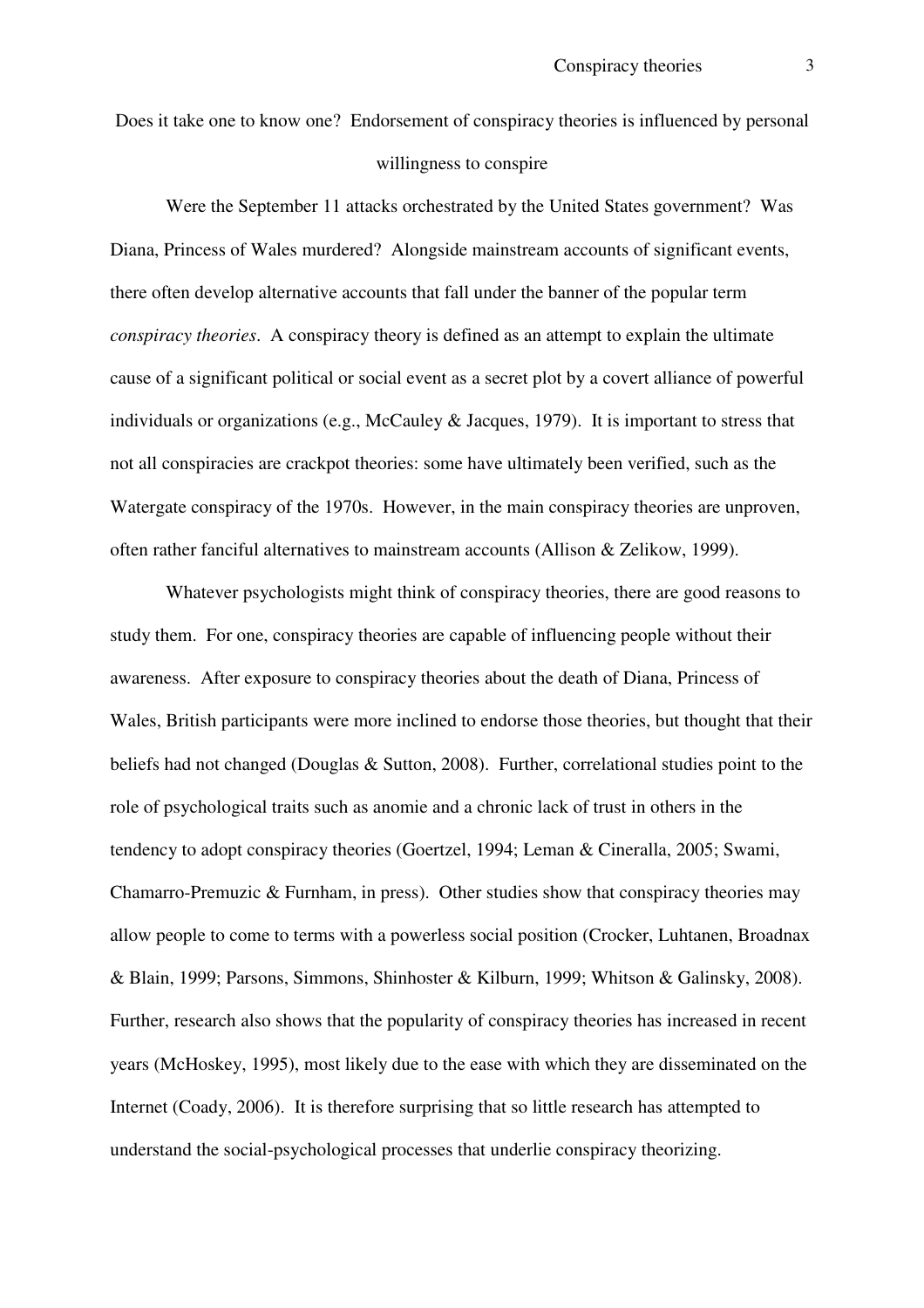# Does it take one to know one? Endorsement of conspiracy theories is influenced by personal willingness to conspire

Were the September 11 attacks orchestrated by the United States government? Was Diana, Princess of Wales murdered? Alongside mainstream accounts of significant events, there often develop alternative accounts that fall under the banner of the popular term *conspiracy theories*. A conspiracy theory is defined as an attempt to explain the ultimate cause of a significant political or social event as a secret plot by a covert alliance of powerful individuals or organizations (e.g., McCauley & Jacques, 1979). It is important to stress that not all conspiracies are crackpot theories: some have ultimately been verified, such as the Watergate conspiracy of the 1970s. However, in the main conspiracy theories are unproven, often rather fanciful alternatives to mainstream accounts (Allison & Zelikow, 1999).

Whatever psychologists might think of conspiracy theories, there are good reasons to study them. For one, conspiracy theories are capable of influencing people without their awareness. After exposure to conspiracy theories about the death of Diana, Princess of Wales, British participants were more inclined to endorse those theories, but thought that their beliefs had not changed (Douglas & Sutton, 2008). Further, correlational studies point to the role of psychological traits such as anomie and a chronic lack of trust in others in the tendency to adopt conspiracy theories (Goertzel, 1994; Leman & Cineralla, 2005; Swami, Chamarro-Premuzic & Furnham, in press). Other studies show that conspiracy theories may allow people to come to terms with a powerless social position (Crocker, Luhtanen, Broadnax & Blain, 1999; Parsons, Simmons, Shinhoster & Kilburn, 1999; Whitson & Galinsky, 2008). Further, research also shows that the popularity of conspiracy theories has increased in recent years (McHoskey, 1995), most likely due to the ease with which they are disseminated on the Internet (Coady, 2006). It is therefore surprising that so little research has attempted to understand the social-psychological processes that underlie conspiracy theorizing.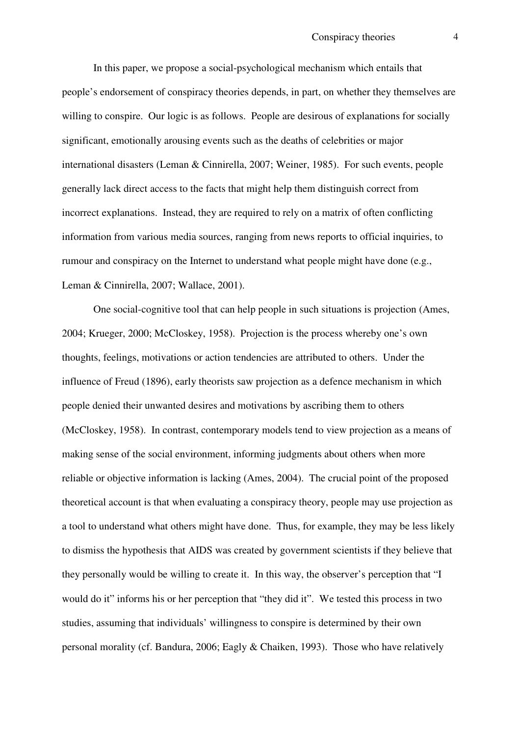In this paper, we propose a social-psychological mechanism which entails that people's endorsement of conspiracy theories depends, in part, on whether they themselves are willing to conspire. Our logic is as follows. People are desirous of explanations for socially significant, emotionally arousing events such as the deaths of celebrities or major international disasters (Leman & Cinnirella, 2007; Weiner, 1985). For such events, people generally lack direct access to the facts that might help them distinguish correct from incorrect explanations. Instead, they are required to rely on a matrix of often conflicting information from various media sources, ranging from news reports to official inquiries, to rumour and conspiracy on the Internet to understand what people might have done (e.g., Leman & Cinnirella, 2007; Wallace, 2001).

One social-cognitive tool that can help people in such situations is projection (Ames, 2004; Krueger, 2000; McCloskey, 1958). Projection is the process whereby one's own thoughts, feelings, motivations or action tendencies are attributed to others. Under the influence of Freud (1896), early theorists saw projection as a defence mechanism in which people denied their unwanted desires and motivations by ascribing them to others (McCloskey, 1958). In contrast, contemporary models tend to view projection as a means of making sense of the social environment, informing judgments about others when more reliable or objective information is lacking (Ames, 2004). The crucial point of the proposed theoretical account is that when evaluating a conspiracy theory, people may use projection as a tool to understand what others might have done. Thus, for example, they may be less likely to dismiss the hypothesis that AIDS was created by government scientists if they believe that they personally would be willing to create it. In this way, the observer's perception that "I would do it" informs his or her perception that "they did it". We tested this process in two studies, assuming that individuals' willingness to conspire is determined by their own personal morality (cf. Bandura, 2006; Eagly & Chaiken, 1993). Those who have relatively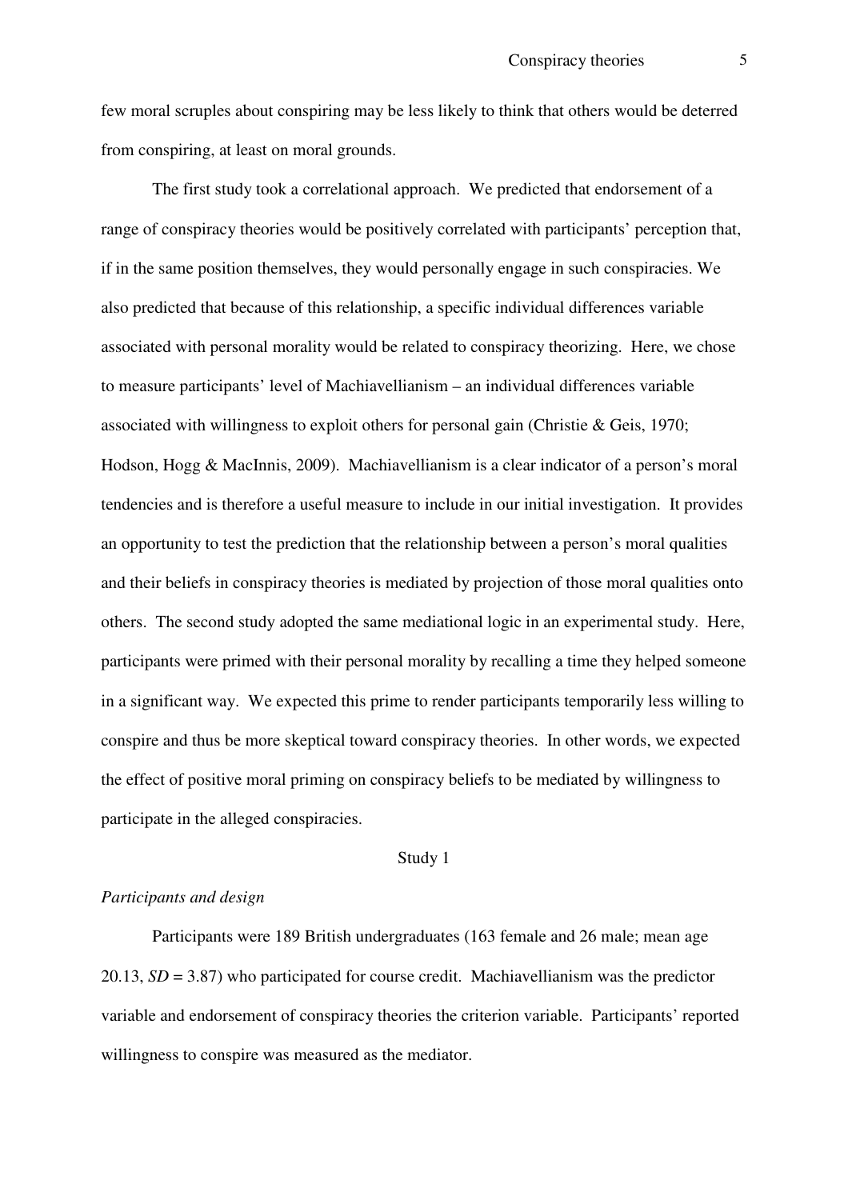few moral scruples about conspiring may be less likely to think that others would be deterred from conspiring, at least on moral grounds.

The first study took a correlational approach. We predicted that endorsement of a range of conspiracy theories would be positively correlated with participants' perception that, if in the same position themselves, they would personally engage in such conspiracies. We also predicted that because of this relationship, a specific individual differences variable associated with personal morality would be related to conspiracy theorizing. Here, we chose to measure participants' level of Machiavellianism – an individual differences variable associated with willingness to exploit others for personal gain (Christie & Geis, 1970; Hodson, Hogg & MacInnis, 2009). Machiavellianism is a clear indicator of a person's moral tendencies and is therefore a useful measure to include in our initial investigation. It provides an opportunity to test the prediction that the relationship between a person's moral qualities and their beliefs in conspiracy theories is mediated by projection of those moral qualities onto others. The second study adopted the same mediational logic in an experimental study. Here, participants were primed with their personal morality by recalling a time they helped someone in a significant way. We expected this prime to render participants temporarily less willing to conspire and thus be more skeptical toward conspiracy theories. In other words, we expected the effect of positive moral priming on conspiracy beliefs to be mediated by willingness to participate in the alleged conspiracies.

## Study 1

### *Participants and design*

Participants were 189 British undergraduates (163 female and 26 male; mean age 20.13, $SD = 3.87$) who participated for course credit. Machiavellianism was the predictor variable and endorsement of conspiracy theories the criterion variable. Participants' reported willingness to conspire was measured as the mediator.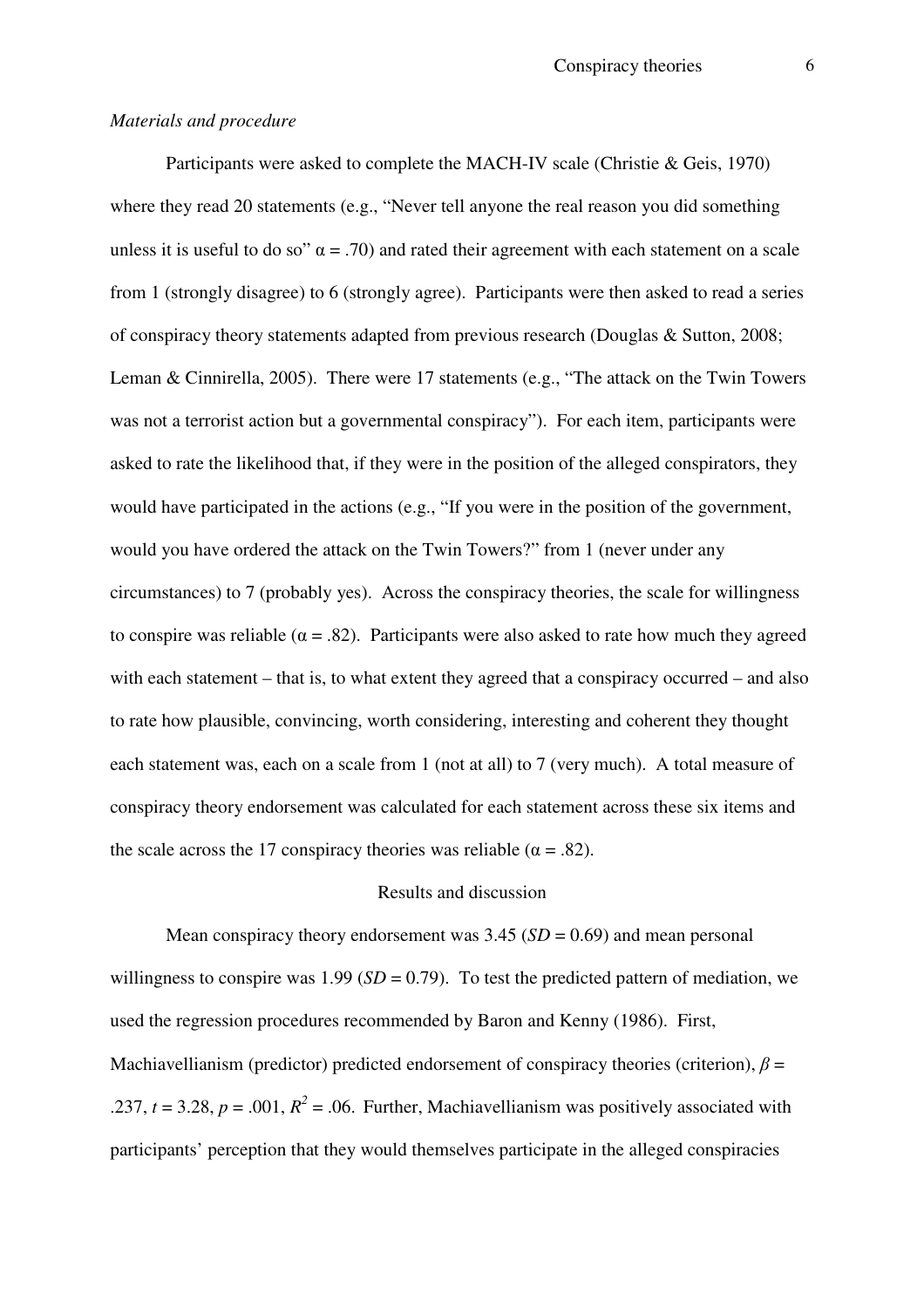*Materials and procedure*

Participants were asked to complete the MACH-IV scale (Christie & Geis, 1970) where they read 20 statements (e.g., "Never tell anyone the real reason you did something unless it is useful to do so" $\alpha = .70$) and rated their agreement with each statement on a scale from 1 (strongly disagree) to 6 (strongly agree). Participants were then asked to read a series of conspiracy theory statements adapted from previous research (Douglas & Sutton, 2008; Leman & Cinnirella, 2005). There were 17 statements (e.g., "The attack on the Twin Towers was not a terrorist action but a governmental conspiracy"). For each item, participants were asked to rate the likelihood that, if they were in the position of the alleged conspirators, they would have participated in the actions (e.g., "If you were in the position of the government, would you have ordered the attack on the Twin Towers?" from 1 (never under any circumstances) to 7 (probably yes). Across the conspiracy theories, the scale for willingness to conspire was reliable ($\alpha = .82$). Participants were also asked to rate how much they agreed with each statement – that is, to what extent they agreed that a conspiracy occurred – and also to rate how plausible, convincing, worth considering, interesting and coherent they thought each statement was, each on a scale from 1 (not at all) to 7 (very much). A total measure of conspiracy theory endorsement was calculated for each statement across these six items and the scale across the 17 conspiracy theories was reliable ($\alpha = .82$).

## Results and discussion

Mean conspiracy theory endorsement was 3.45 ($SD = 0.69$) and mean personal willingness to conspire was 1.99 ($SD = 0.79$). To test the predicted pattern of mediation, we used the regression procedures recommended by Baron and Kenny (1986). First, Machiavellianism (predictor) predicted endorsement of conspiracy theories (criterion), $\beta = .237$, $t = 3.28$, $p = .001$, $R^2 = .06$. Further, Machiavellianism was positively associated with participants' perception that they would themselves participate in the alleged conspiracies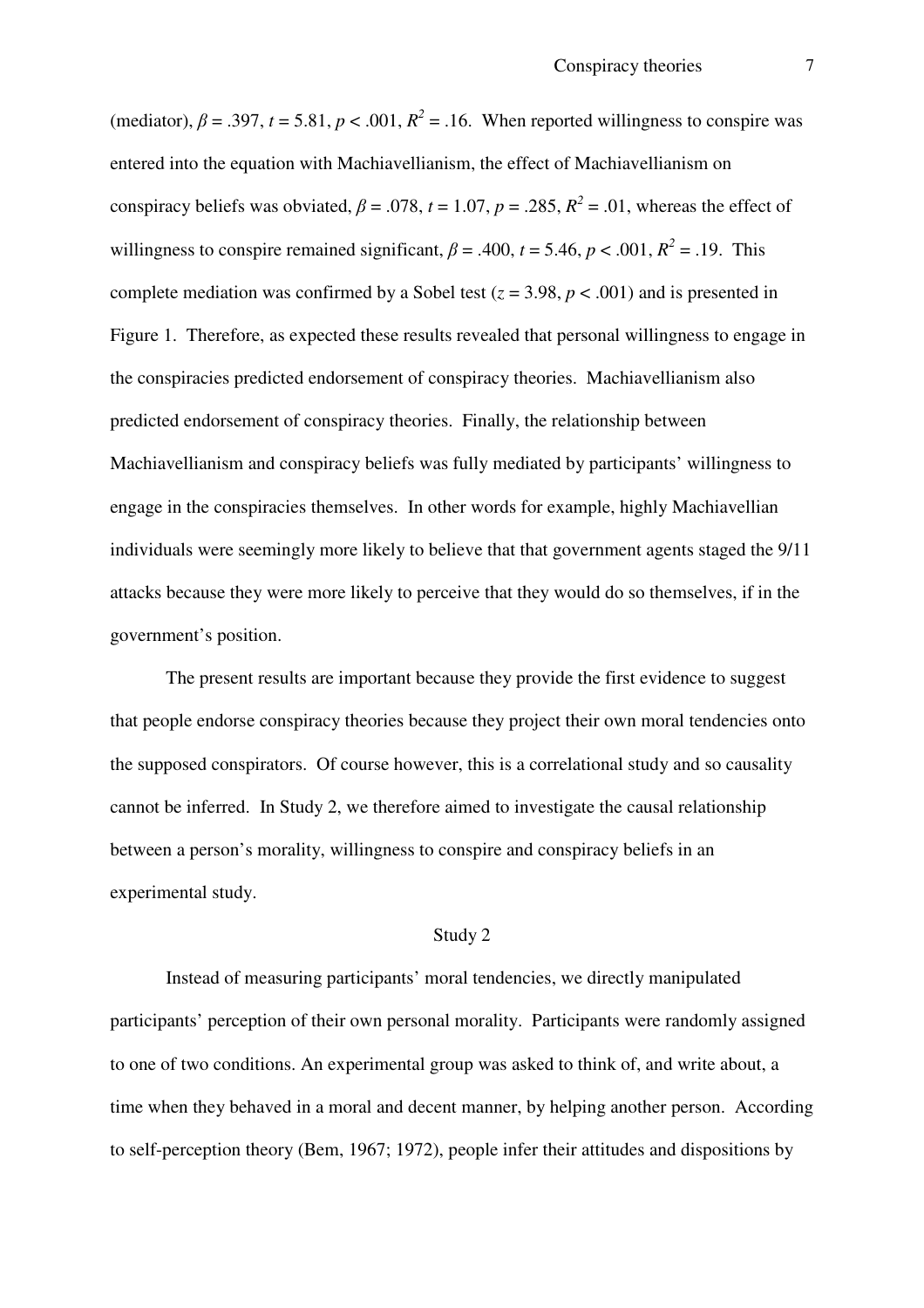(mediator), $\beta = .397$, $t = 5.81$, $p < .001$, $R^2 = .16$. When reported willingness to conspire was entered into the equation with Machiavellianism, the effect of Machiavellianism on conspiracy beliefs was obviated, $\beta = .078$, $t = 1.07$, $p = .285$, $R^2 = .01$, whereas the effect of willingness to conspire remained significant, $\beta = .400$, $t = 5.46$, $p < .001$, $R^2 = .19$. This complete mediation was confirmed by a Sobel test ($z = 3.98$, $p < .001$) and is presented in Figure 1. Therefore, as expected these results revealed that personal willingness to engage in the conspiracies predicted endorsement of conspiracy theories. Machiavellianism also predicted endorsement of conspiracy theories. Finally, the relationship between Machiavellianism and conspiracy beliefs was fully mediated by participants' willingness to engage in the conspiracies themselves. In other words for example, highly Machiavellian individuals were seemingly more likely to believe that that government agents staged the 9/11 attacks because they were more likely to perceive that they would do so themselves, if in the government's position.

The present results are important because they provide the first evidence to suggest that people endorse conspiracy theories because they project their own moral tendencies onto the supposed conspirators. Of course however, this is a correlational study and so causality cannot be inferred. In Study 2, we therefore aimed to investigate the causal relationship between a person's morality, willingness to conspire and conspiracy beliefs in an experimental study.

## Study 2

Instead of measuring participants' moral tendencies, we directly manipulated participants' perception of their own personal morality. Participants were randomly assigned to one of two conditions. An experimental group was asked to think of, and write about, a time when they behaved in a moral and decent manner, by helping another person. According to self-perception theory (Bem, 1967; 1972), people infer their attitudes and dispositions by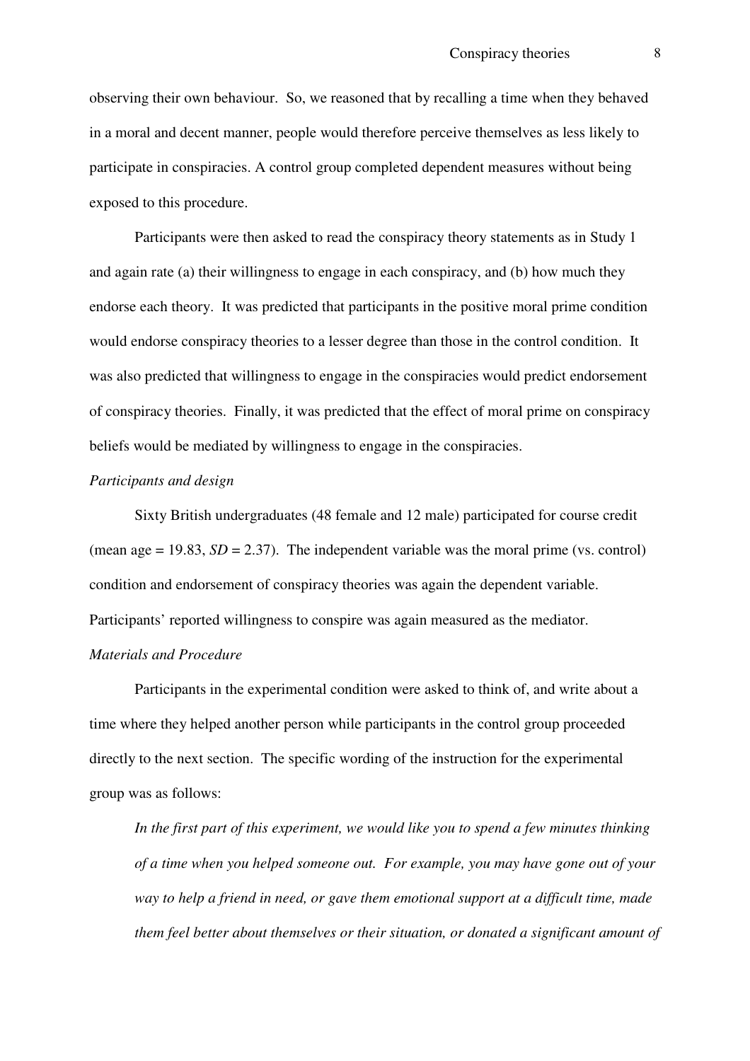observing their own behaviour. So, we reasoned that by recalling a time when they behaved in a moral and decent manner, people would therefore perceive themselves as less likely to participate in conspiracies. A control group completed dependent measures without being exposed to this procedure.

Participants were then asked to read the conspiracy theory statements as in Study 1 and again rate (a) their willingness to engage in each conspiracy, and (b) how much they endorse each theory. It was predicted that participants in the positive moral prime condition would endorse conspiracy theories to a lesser degree than those in the control condition. It was also predicted that willingness to engage in the conspiracies would predict endorsement of conspiracy theories. Finally, it was predicted that the effect of moral prime on conspiracy beliefs would be mediated by willingness to engage in the conspiracies.

*Participants and design*

Sixty British undergraduates (48 female and 12 male) participated for course credit (mean age = 19.83, *SD* = 2.37). The independent variable was the moral prime (vs. control) condition and endorsement of conspiracy theories was again the dependent variable. Participants' reported willingness to conspire was again measured as the mediator.

*Materials and Procedure*

Participants in the experimental condition were asked to think of, and write about a time where they helped another person while participants in the control group proceeded directly to the next section. The specific wording of the instruction for the experimental group was as follows:

> *In the first part of this experiment, we would like you to spend a few minutes thinking of a time when you helped someone out. For example, you may have gone out of your way to help a friend in need, or gave them emotional support at a difficult time, made them feel better about themselves or their situation, or donated a significant amount of*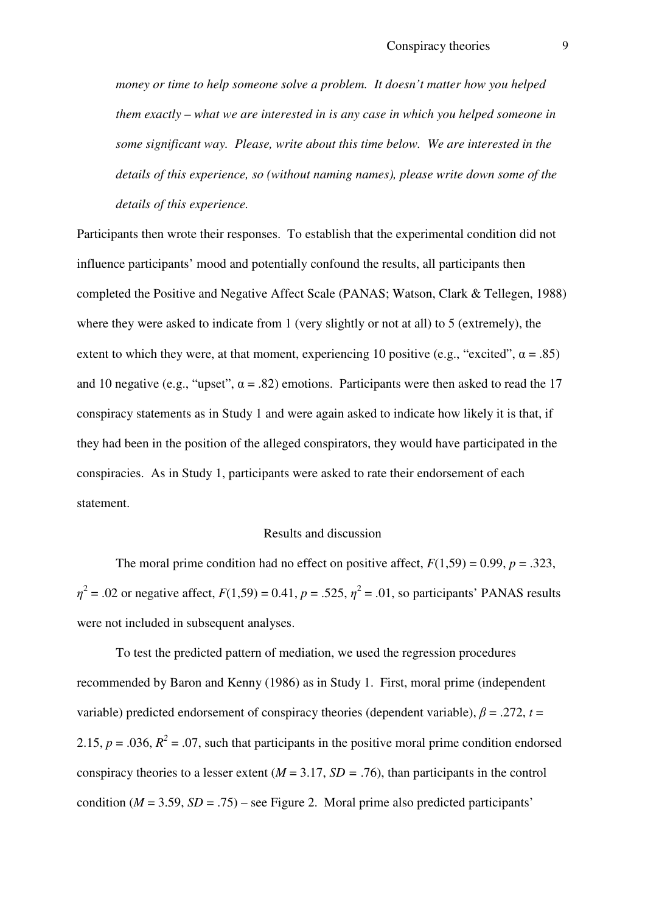*money or time to help someone solve a problem. It doesn't matter how you helped them exactly – what we are interested in is any case in which you helped someone in some significant way. Please, write about this time below. We are interested in the details of this experience, so (without naming names), please write down some of the details of this experience.*

Participants then wrote their responses. To establish that the experimental condition did not influence participants' mood and potentially confound the results, all participants then completed the Positive and Negative Affect Scale (PANAS; Watson, Clark & Tellegen, 1988) where they were asked to indicate from 1 (very slightly or not at all) to 5 (extremely), the extent to which they were, at that moment, experiencing 10 positive (e.g., "excited", $\alpha = .85$) and 10 negative (e.g., "upset", $\alpha = .82$) emotions. Participants were then asked to read the 17 conspiracy statements as in Study 1 and were again asked to indicate how likely it is that, if they had been in the position of the alleged conspirators, they would have participated in the conspiracies. As in Study 1, participants were asked to rate their endorsement of each statement.

## Results and discussion

The moral prime condition had no effect on positive affect, $F(1,59) = 0.99$, $p = .323$, $\eta^2 = .02$ or negative affect, $F(1,59) = 0.41$, $p = .525$, $\eta^2 = .01$, so participants' PANAS results were not included in subsequent analyses.

To test the predicted pattern of mediation, we used the regression procedures recommended by Baron and Kenny (1986) as in Study 1. First, moral prime (independent variable) predicted endorsement of conspiracy theories (dependent variable), $\beta = .272$, $t = 2.15$, $p = .036$, $R^2 = .07$, such that participants in the positive moral prime condition endorsed conspiracy theories to a lesser extent ($M = 3.17$, $SD = .76$), than participants in the control condition ($M = 3.59$, $SD = .75$) – see Figure 2. Moral prime also predicted participants'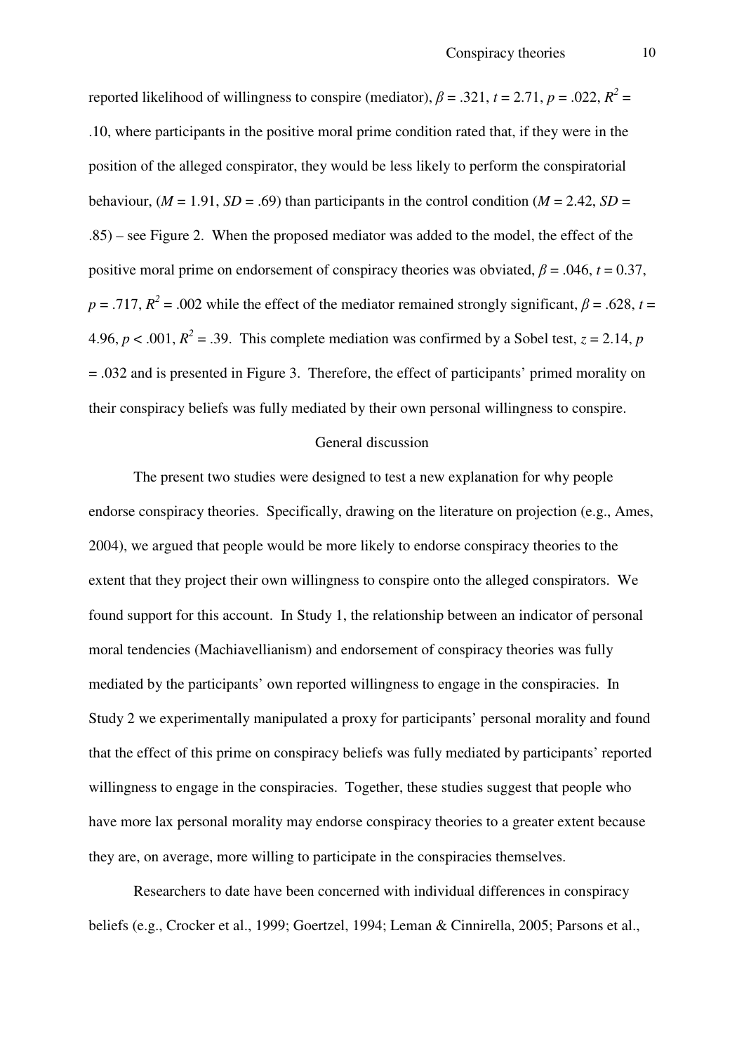reported likelihood of willingness to conspire (mediator), $\beta = .321$, $t = 2.71$, $p = .022$, $R^2 = .10$, where participants in the positive moral prime condition rated that, if they were in the position of the alleged conspirator, they would be less likely to perform the conspiratorial behaviour, ($M = 1.91$, $SD = .69$) than participants in the control condition ($M = 2.42$, $SD = .85$) – see Figure 2. When the proposed mediator was added to the model, the effect of the positive moral prime on endorsement of conspiracy theories was obviated, $\beta = .046$, $t = 0.37$, $p = .717$, $R^2 = .002$ while the effect of the mediator remained strongly significant, $\beta = .628$, $t = 4.96$, $p < .001$, $R^2 = .39$. This complete mediation was confirmed by a Sobel test, $z = 2.14$, $p = .032$ and is presented in Figure 3. Therefore, the effect of participants' primed morality on their conspiracy beliefs was fully mediated by their own personal willingness to conspire.

## General discussion

The present two studies were designed to test a new explanation for why people endorse conspiracy theories. Specifically, drawing on the literature on projection (e.g., Ames, 2004), we argued that people would be more likely to endorse conspiracy theories to the extent that they project their own willingness to conspire onto the alleged conspirators. We found support for this account. In Study 1, the relationship between an indicator of personal moral tendencies (Machiavellianism) and endorsement of conspiracy theories was fully mediated by the participants' own reported willingness to engage in the conspiracies. In Study 2 we experimentally manipulated a proxy for participants' personal morality and found that the effect of this prime on conspiracy beliefs was fully mediated by participants' reported willingness to engage in the conspiracies. Together, these studies suggest that people who have more lax personal morality may endorse conspiracy theories to a greater extent because they are, on average, more willing to participate in the conspiracies themselves.

Researchers to date have been concerned with individual differences in conspiracy beliefs (e.g., Crocker et al., 1999; Goertzel, 1994; Leman & Cinnirella, 2005; Parsons et al.,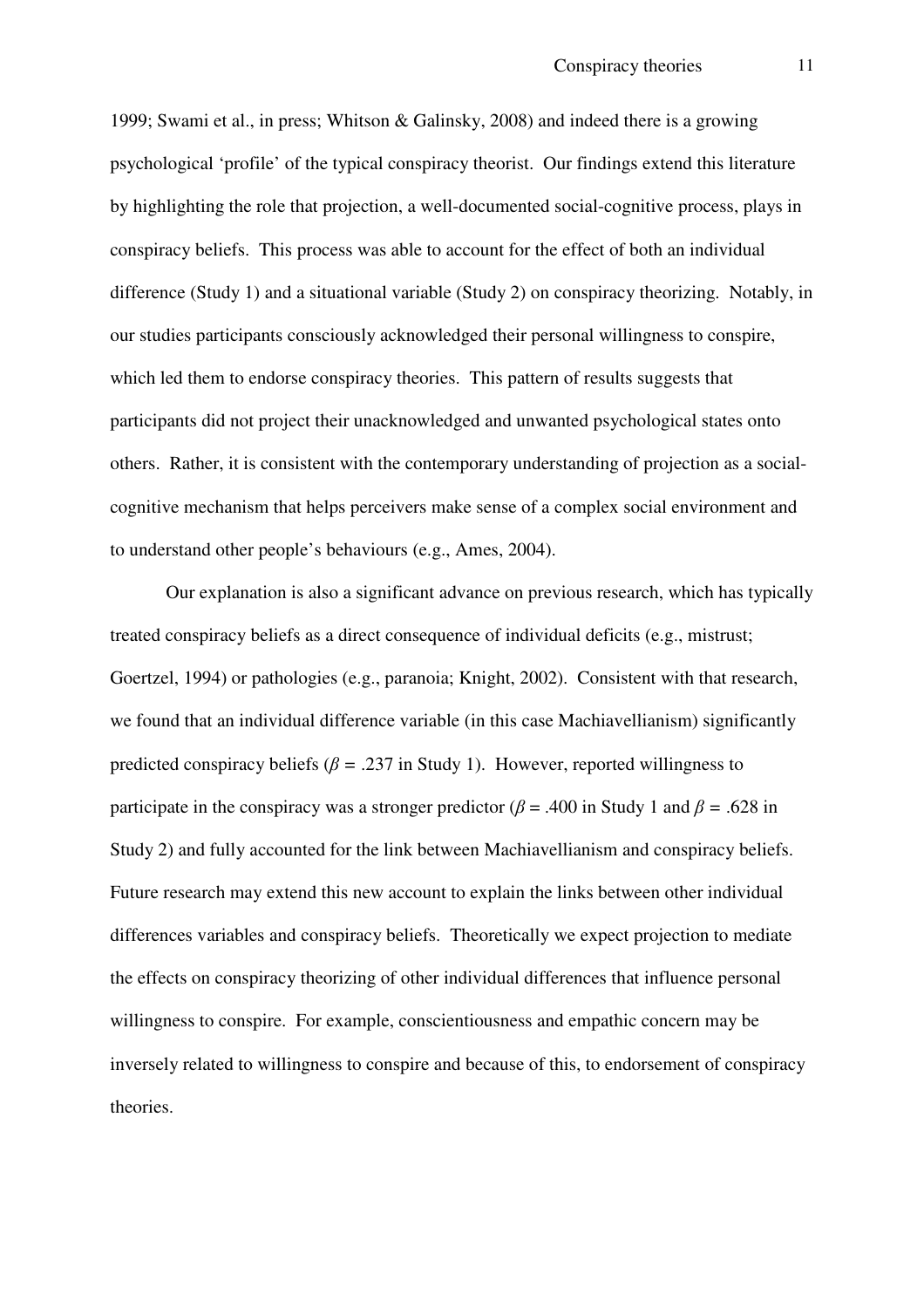1999; Swami et al., in press; Whitson & Galinsky, 2008) and indeed there is a growing psychological 'profile' of the typical conspiracy theorist. Our findings extend this literature by highlighting the role that projection, a well-documented social-cognitive process, plays in conspiracy beliefs. This process was able to account for the effect of both an individual difference (Study 1) and a situational variable (Study 2) on conspiracy theorizing. Notably, in our studies participants consciously acknowledged their personal willingness to conspire, which led them to endorse conspiracy theories. This pattern of results suggests that participants did not project their unacknowledged and unwanted psychological states onto others. Rather, it is consistent with the contemporary understanding of projection as a social-cognitive mechanism that helps perceivers make sense of a complex social environment and to understand other people's behaviours (e.g., Ames, 2004).

Our explanation is also a significant advance on previous research, which has typically treated conspiracy beliefs as a direct consequence of individual deficits (e.g., mistrust; Goertzel, 1994) or pathologies (e.g., paranoia; Knight, 2002). Consistent with that research, we found that an individual difference variable (in this case Machiavellianism) significantly predicted conspiracy beliefs ($\beta = .237$ in Study 1). However, reported willingness to participate in the conspiracy was a stronger predictor ($\beta = .400$ in Study 1 and $\beta = .628$ in Study 2) and fully accounted for the link between Machiavellianism and conspiracy beliefs. Future research may extend this new account to explain the links between other individual differences variables and conspiracy beliefs. Theoretically we expect projection to mediate the effects on conspiracy theorizing of other individual differences that influence personal willingness to conspire. For example, conscientiousness and empathic concern may be inversely related to willingness to conspire and because of this, to endorsement of conspiracy theories.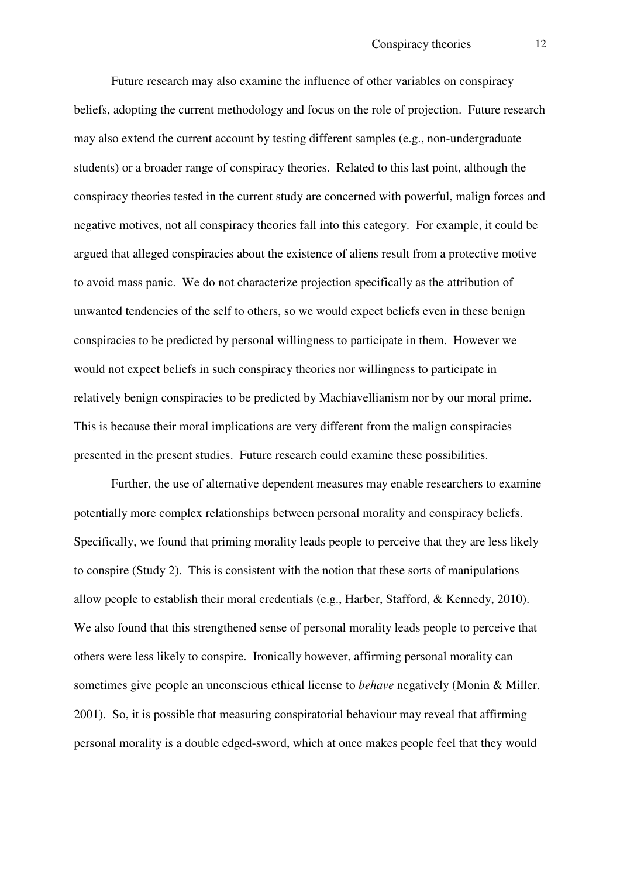Future research may also examine the influence of other variables on conspiracy beliefs, adopting the current methodology and focus on the role of projection. Future research may also extend the current account by testing different samples (e.g., non-undergraduate students) or a broader range of conspiracy theories. Related to this last point, although the conspiracy theories tested in the current study are concerned with powerful, malign forces and negative motives, not all conspiracy theories fall into this category. For example, it could be argued that alleged conspiracies about the existence of aliens result from a protective motive to avoid mass panic. We do not characterize projection specifically as the attribution of unwanted tendencies of the self to others, so we would expect beliefs even in these benign conspiracies to be predicted by personal willingness to participate in them. However we would not expect beliefs in such conspiracy theories nor willingness to participate in relatively benign conspiracies to be predicted by Machiavellianism nor by our moral prime. This is because their moral implications are very different from the malign conspiracies presented in the present studies. Future research could examine these possibilities.

Further, the use of alternative dependent measures may enable researchers to examine potentially more complex relationships between personal morality and conspiracy beliefs. Specifically, we found that priming morality leads people to perceive that they are less likely to conspire (Study 2). This is consistent with the notion that these sorts of manipulations allow people to establish their moral credentials (e.g., Harber, Stafford, & Kennedy, 2010). We also found that this strengthened sense of personal morality leads people to perceive that others were less likely to conspire. Ironically however, affirming personal morality can sometimes give people an unconscious ethical license to *behave* negatively (Monin & Miller. 2001). So, it is possible that measuring conspiratorial behaviour may reveal that affirming personal morality is a double edged-sword, which at once makes people feel that they would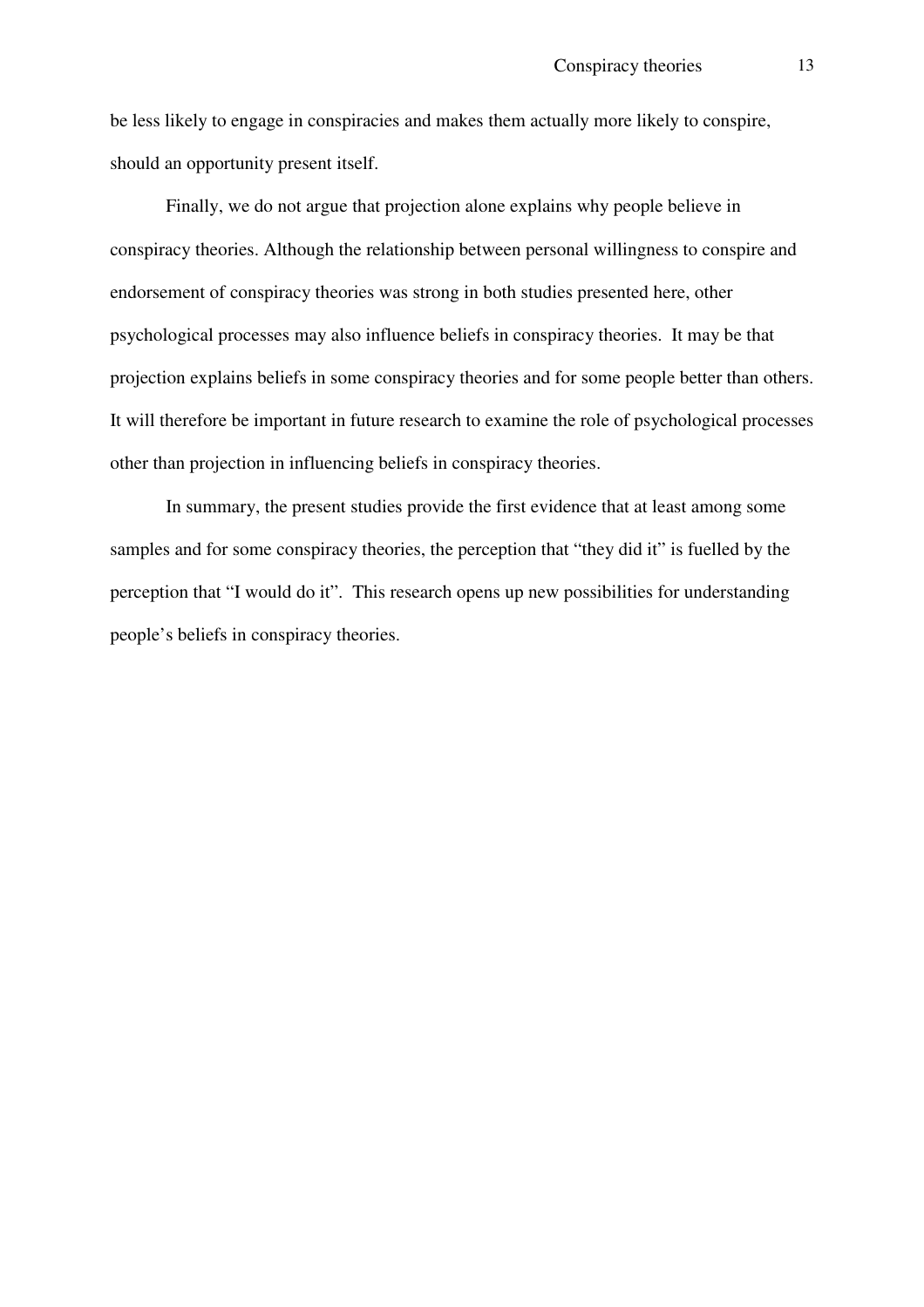be less likely to engage in conspiracies and makes them actually more likely to conspire, should an opportunity present itself.

Finally, we do not argue that projection alone explains why people believe in conspiracy theories. Although the relationship between personal willingness to conspire and endorsement of conspiracy theories was strong in both studies presented here, other psychological processes may also influence beliefs in conspiracy theories. It may be that projection explains beliefs in some conspiracy theories and for some people better than others. It will therefore be important in future research to examine the role of psychological processes other than projection in influencing beliefs in conspiracy theories.

In summary, the present studies provide the first evidence that at least among some samples and for some conspiracy theories, the perception that "they did it" is fuelled by the perception that "I would do it". This research opens up new possibilities for understanding people's beliefs in conspiracy theories.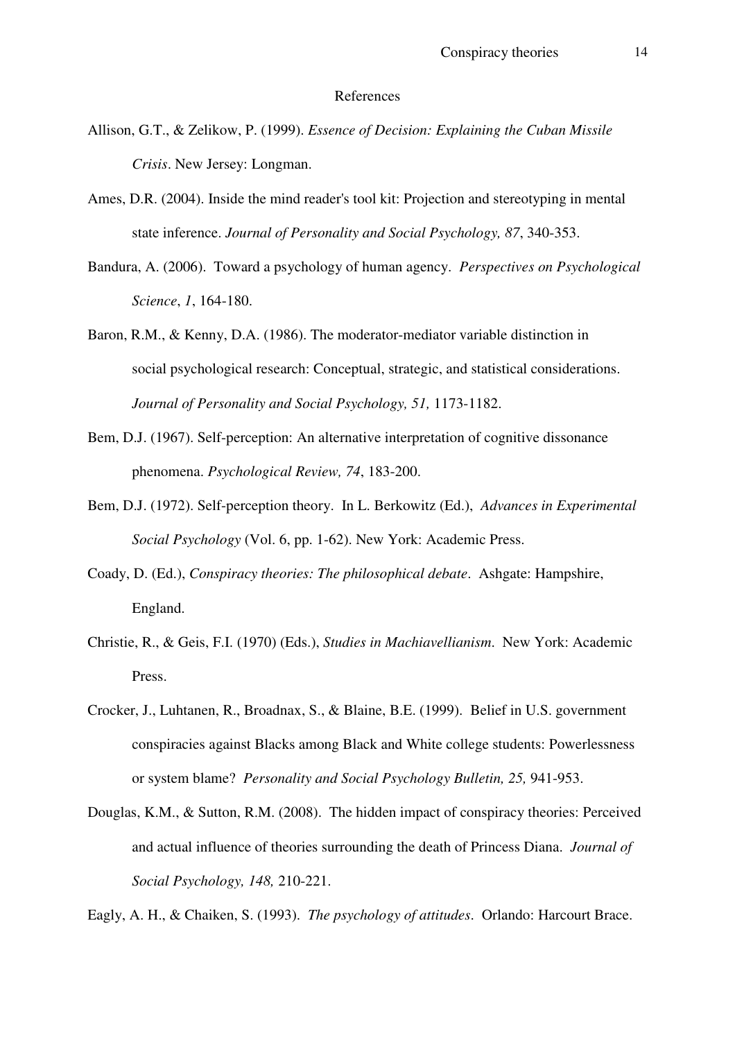## References

Allison, G.T., & Zelikow, P. (1999). *Essence of Decision: Explaining the Cuban Missile Crisis*. New Jersey: Longman.

Ames, D.R. (2004). Inside the mind reader's tool kit: Projection and stereotyping in mental state inference. *Journal of Personality and Social Psychology, 87*, 340-353.

Bandura, A. (2006). Toward a psychology of human agency. *Perspectives on Psychological Science*, *1*, 164-180.

Baron, R.M., & Kenny, D.A. (1986). The moderator-mediator variable distinction in social psychological research: Conceptual, strategic, and statistical considerations. *Journal of Personality and Social Psychology, 51,* 1173-1182.

Bem, D.J. (1967). Self-perception: An alternative interpretation of cognitive dissonance phenomena. *Psychological Review, 74*, 183-200.

Bem, D.J. (1972). Self-perception theory. In L. Berkowitz (Ed.), *Advances in Experimental Social Psychology* (Vol. 6, pp. 1-62). New York: Academic Press.

Coady, D. (Ed.), *Conspiracy theories: The philosophical debate*. Ashgate: Hampshire, England.

Christie, R., & Geis, F.I. (1970) (Eds.), *Studies in Machiavellianism*. New York: Academic Press.

Crocker, J., Luhtanen, R., Broadnax, S., & Blaine, B.E. (1999). Belief in U.S. government conspiracies against Blacks among Black and White college students: Powerlessness or system blame? *Personality and Social Psychology Bulletin, 25,* 941-953.

Douglas, K.M., & Sutton, R.M. (2008). The hidden impact of conspiracy theories: Perceived and actual influence of theories surrounding the death of Princess Diana. *Journal of Social Psychology, 148,* 210-221.

Eagly, A. H., & Chaiken, S. (1993). *The psychology of attitudes*. Orlando: Harcourt Brace.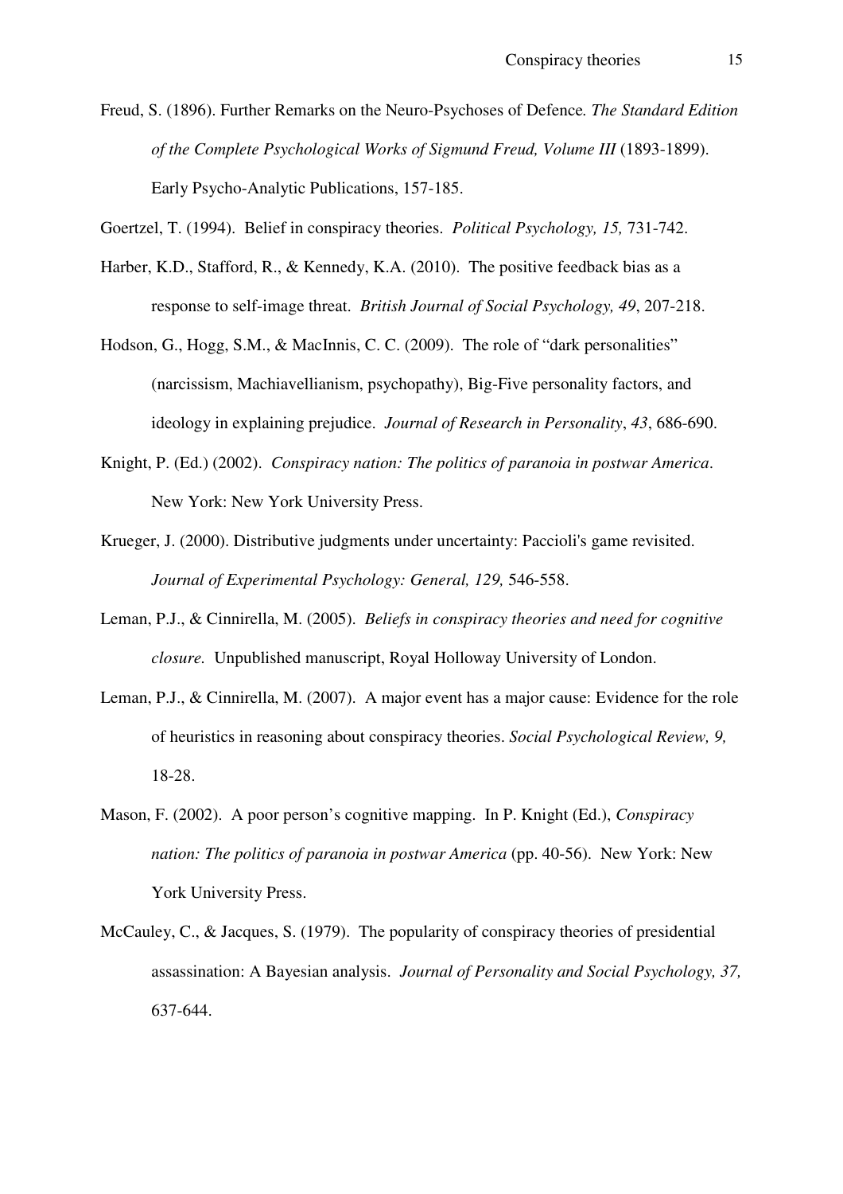Freud, S. (1896). Further Remarks on the Neuro-Psychoses of Defence*. The Standard Edition of the Complete Psychological Works of Sigmund Freud, Volume III* (1893-1899). Early Psycho-Analytic Publications, 157-185.

Goertzel, T. (1994). Belief in conspiracy theories. *Political Psychology, 15,* 731-742.

Harber, K.D., Stafford, R., & Kennedy, K.A. (2010). The positive feedback bias as a response to self-image threat. *British Journal of Social Psychology, 49*, 207-218.

Hodson, G., Hogg, S.M., & MacInnis, C. C. (2009). The role of "dark personalities" (narcissism, Machiavellianism, psychopathy), Big-Five personality factors, and ideology in explaining prejudice. *Journal of Research in Personality*, *43*, 686-690.

Knight, P. (Ed.) (2002). *Conspiracy nation: The politics of paranoia in postwar America*. New York: New York University Press.

Krueger, J. (2000). Distributive judgments under uncertainty: Paccioli's game revisited. *Journal of Experimental Psychology: General, 129,* 546-558.

Leman, P.J., & Cinnirella, M. (2005). *Beliefs in conspiracy theories and need for cognitive closure.* Unpublished manuscript, Royal Holloway University of London.

Leman, P.J., & Cinnirella, M. (2007). A major event has a major cause: Evidence for the role of heuristics in reasoning about conspiracy theories. *Social Psychological Review, 9,* 18-28.

Mason, F. (2002). A poor person's cognitive mapping. In P. Knight (Ed.), *Conspiracy nation: The politics of paranoia in postwar America* (pp. 40-56). New York: New York University Press.

McCauley, C., & Jacques, S. (1979). The popularity of conspiracy theories of presidential assassination: A Bayesian analysis. *Journal of Personality and Social Psychology, 37,* 637-644.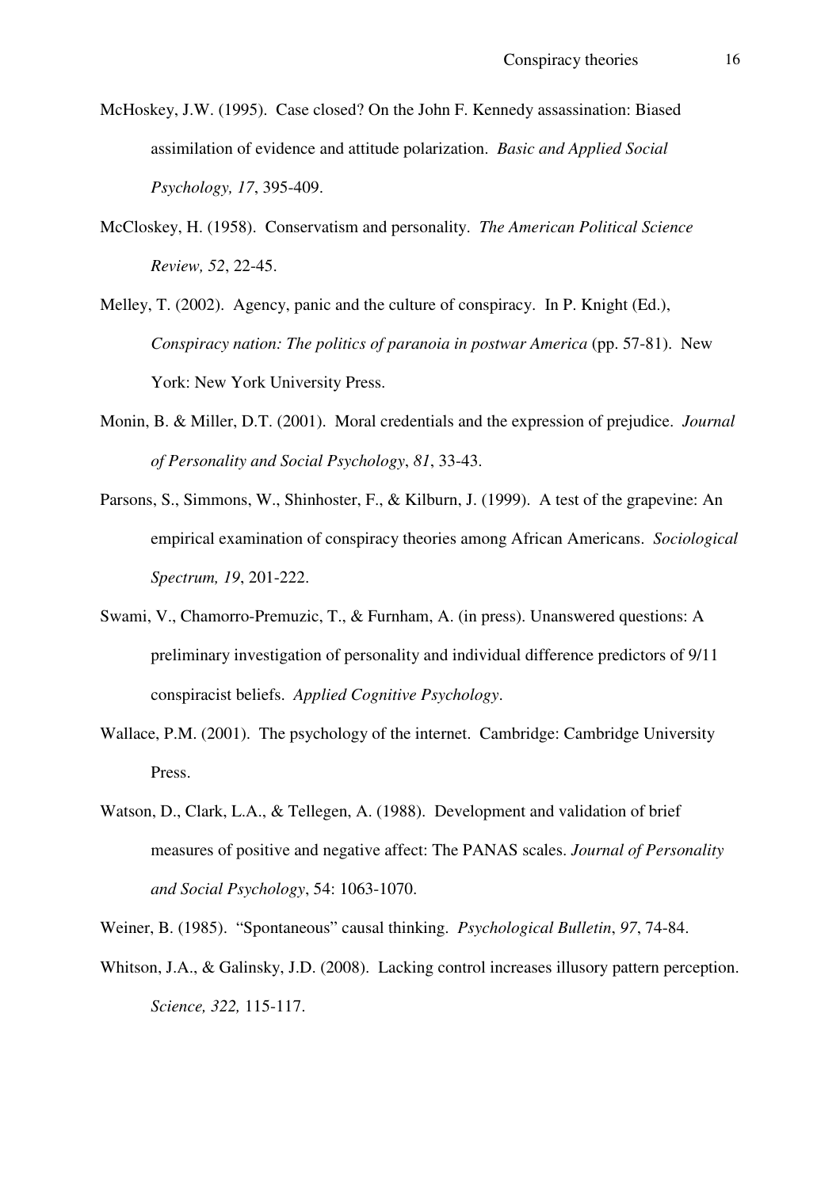McHoskey, J.W. (1995). Case closed? On the John F. Kennedy assassination: Biased assimilation of evidence and attitude polarization. *Basic and Applied Social Psychology, 17*, 395-409.

McCloskey, H. (1958). Conservatism and personality. *The American Political Science Review, 52*, 22-45.

Melley, T. (2002). Agency, panic and the culture of conspiracy. In P. Knight (Ed.), *Conspiracy nation: The politics of paranoia in postwar America* (pp. 57-81). New York: New York University Press.

Monin, B. & Miller, D.T. (2001). Moral credentials and the expression of prejudice. *Journal of Personality and Social Psychology*, *81*, 33-43.

Parsons, S., Simmons, W., Shinhoster, F., & Kilburn, J. (1999). A test of the grapevine: An empirical examination of conspiracy theories among African Americans. *Sociological Spectrum, 19*, 201-222.

Swami, V., Chamorro-Premuzic, T., & Furnham, A. (in press). Unanswered questions: A preliminary investigation of personality and individual difference predictors of 9/11 conspiracist beliefs. *Applied Cognitive Psychology*.

Wallace, P.M. (2001). The psychology of the internet. Cambridge: Cambridge University Press.

Watson, D., Clark, L.A., & Tellegen, A. (1988). Development and validation of brief measures of positive and negative affect: The PANAS scales. *Journal of Personality and Social Psychology*, 54: 1063-1070.

Weiner, B. (1985). "Spontaneous" causal thinking. *Psychological Bulletin*, *97*, 74-84.

Whitson, J.A., & Galinsky, J.D. (2008). Lacking control increases illusory pattern perception. *Science, 322,* 115-117.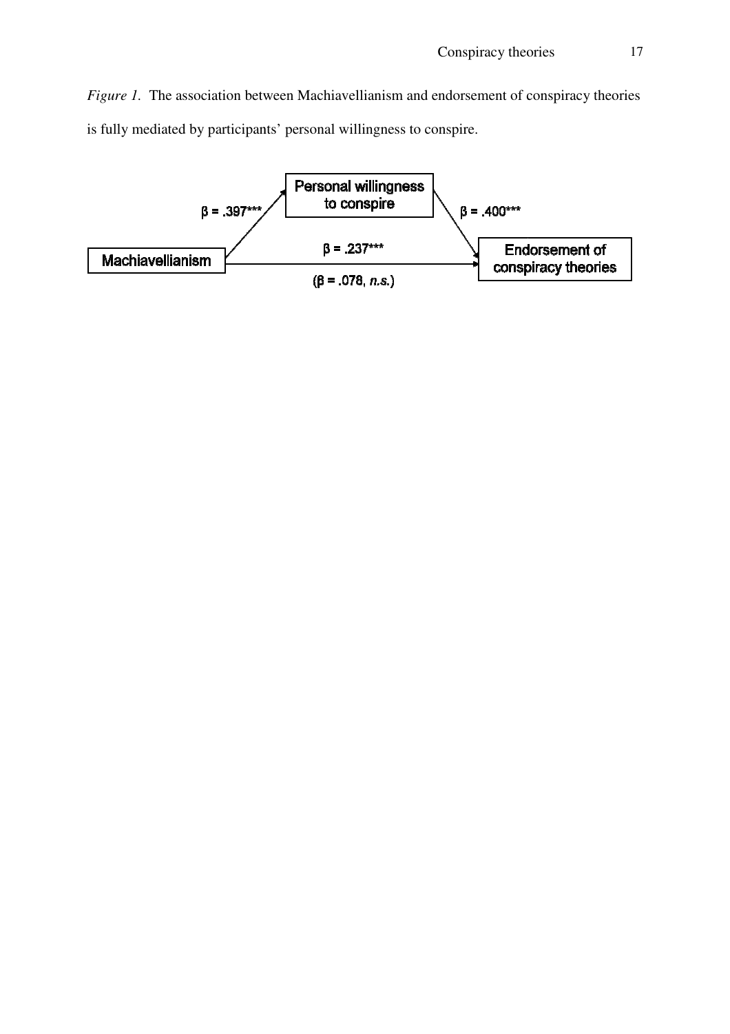*Figure 1.* The association between Machiavellianism and endorsement of conspiracy theories is fully mediated by participants' personal willingness to conspire.

Personal willingness to conspire

Machiavellianism

Endorsement of conspiracy theories

$\beta = .397^{***}$

$\beta = .400^{***}$

$\beta = .237^{***}$

($\beta = .078$, *n.s.*)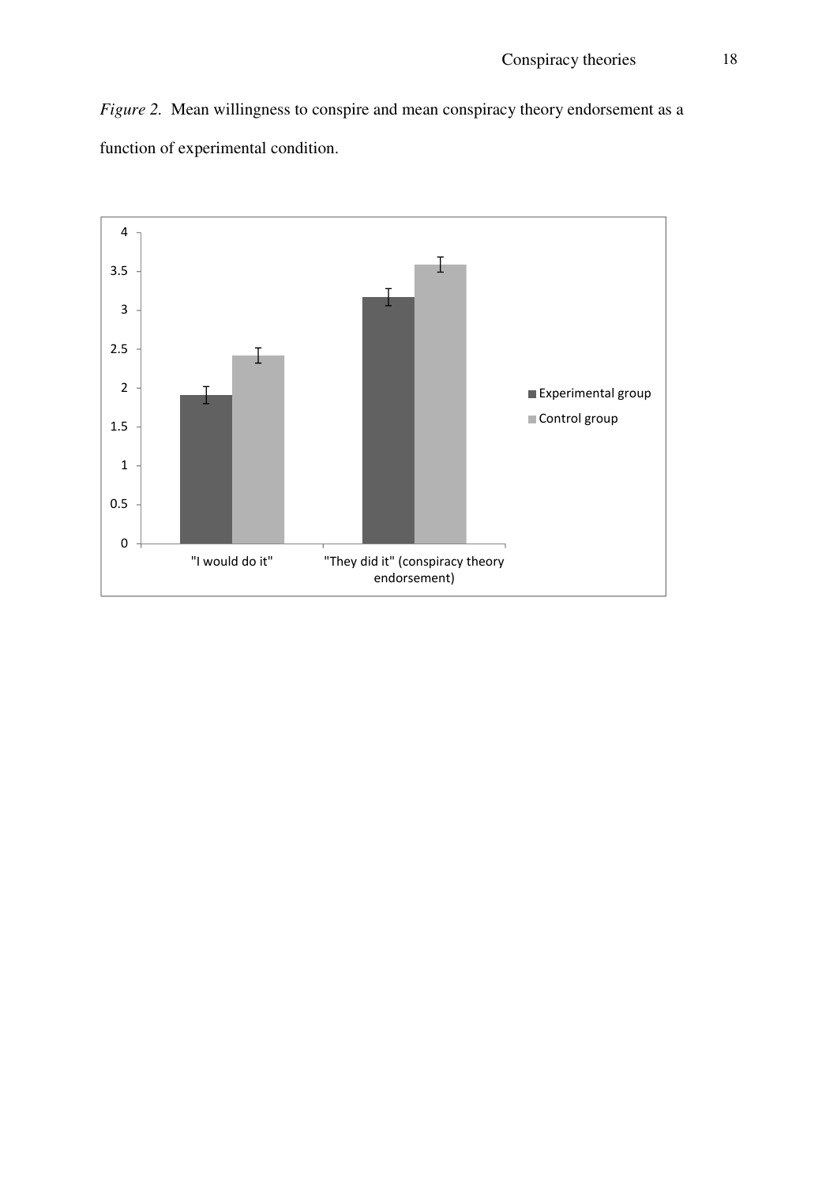*Figure 2.* Mean willingness to conspire and mean conspiracy theory endorsement as a function of experimental condition.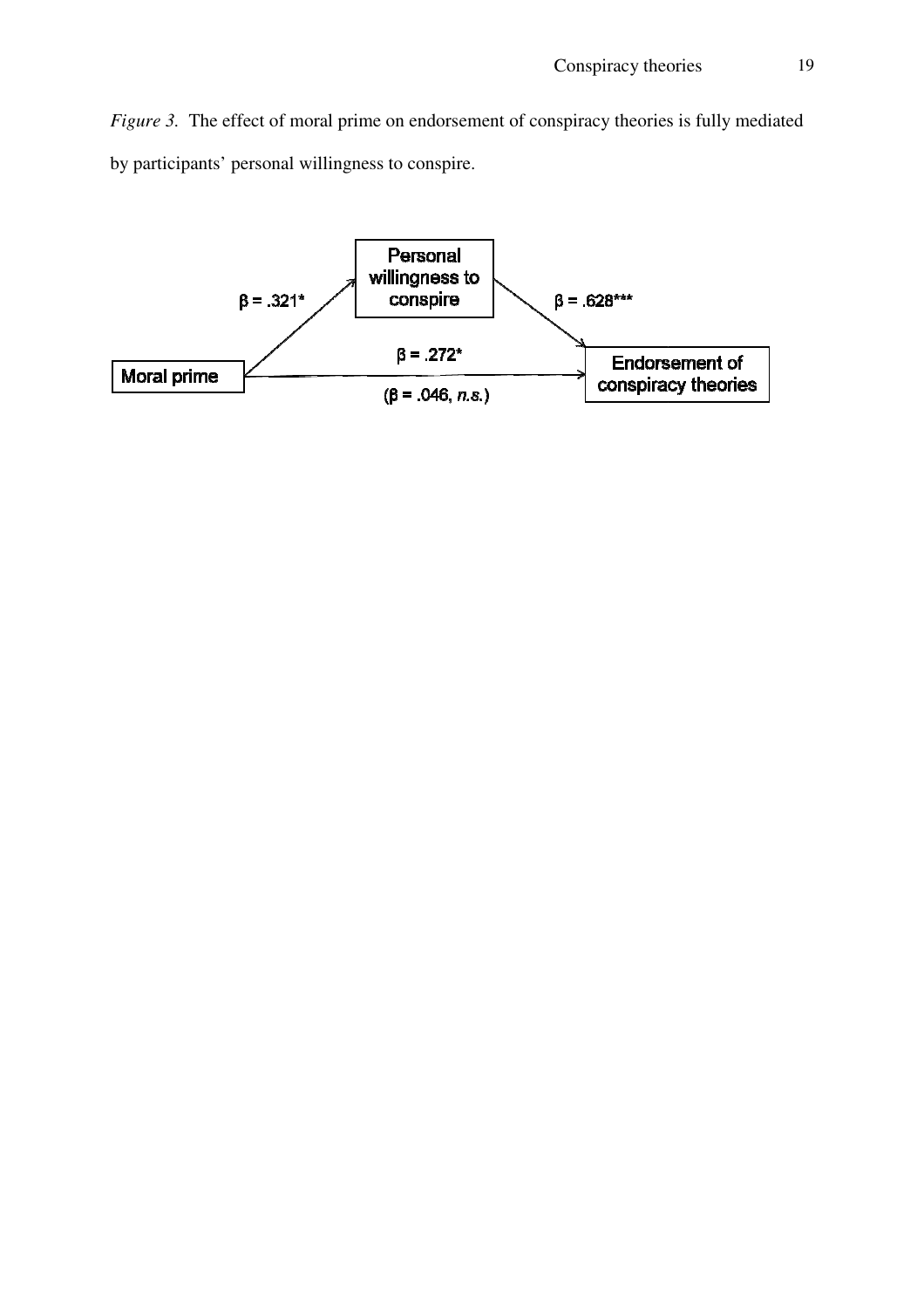*Figure 3.* The effect of moral prime on endorsement of conspiracy theories is fully mediated by participants' personal willingness to conspire.

Personal willingness to conspire

β = .321*

β = .628***

β = .272*

Moral prime

Endorsement of conspiracy theories

(β = .046, *n.s.*)